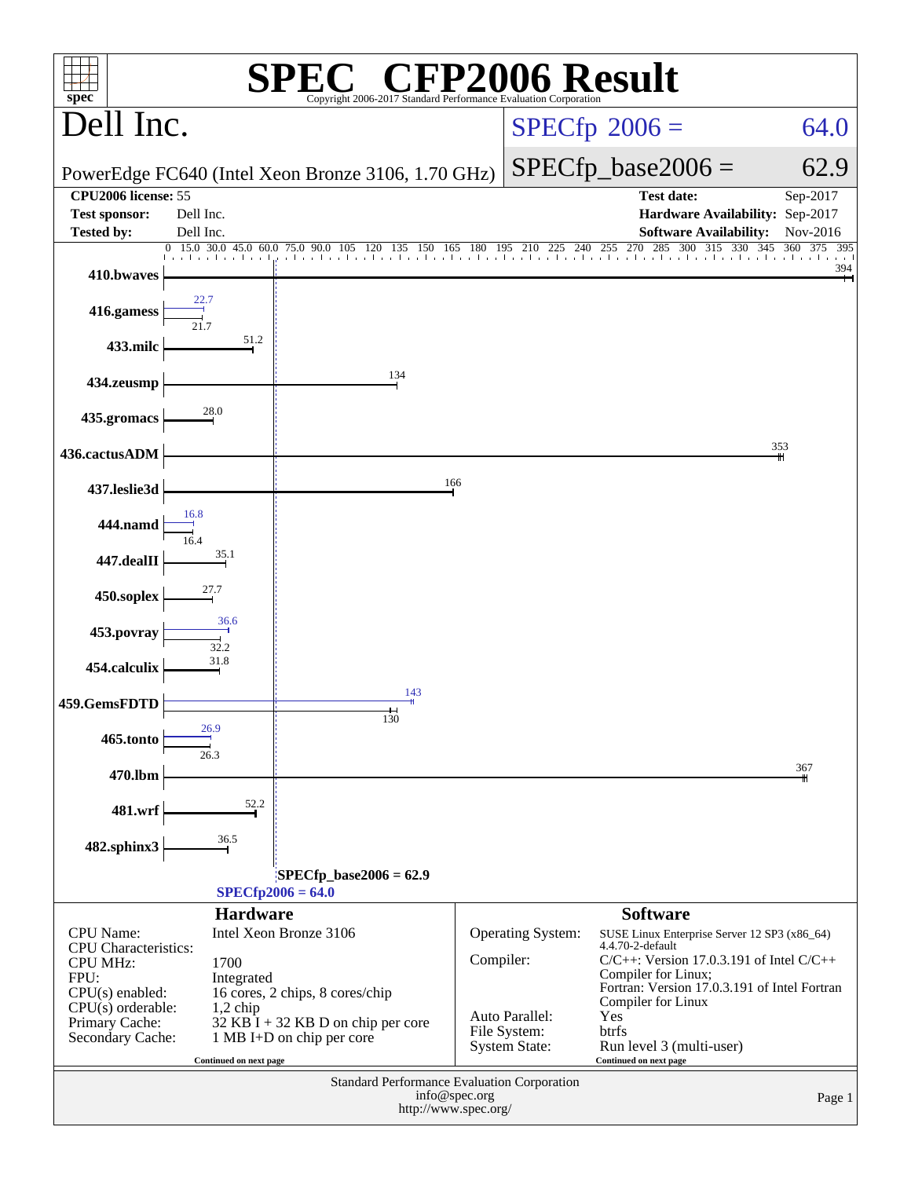# SPEC CFP2006 Result

Copyright 2006-2017 Standard Performance Evaluation Corporation

## Dell Inc.

PowerEdge FC640 (Intel Xeon Bronze 3106, 1.70 GHz)

SPECfp2006 = 64.0

SPECfp_base2006 = 62.9

| | | | |
|---|---|---|---|
| **CPU2006 license:** | 55 | **Test date:** | Sep-2017 |
| **Test sponsor:** | Dell Inc. | **Hardware Availability:** | Sep-2017 |
| **Tested by:** | Dell Inc. | **Software Availability:** | Nov-2016 |

| Benchmark | Peak | Base |
|---|---|---|
| 410.bwaves | | 394 |
| 416.gamess | 22.7 | 21.7 |
| 433.milc | | 51.2 |
| 434.zeusmp | | 134 |
| 435.gromacs | | 28.0 |
| 436.cactusADM | | 353 |
| 437.leslie3d | | 166 |
| 444.namd | 16.8 | 16.4 |
| 447.dealII | | 35.1 |
| 450.soplex | | 27.7 |
| 453.povray | 36.6 | 32.2 |
| 454.calculix | | 31.8 |
| 459.GemsFDTD | 143 | 130 |
| 465.tonto | 26.9 | 26.3 |
| 470.lbm | | 367 |
| 481.wrf | | 52.2 |
| 482.sphinx3 | | 36.5 |

SPECfp_base2006 = 62.9

SPECfp2006 = 64.0

### Hardware

| | |
|---|---|
| CPU Name: | Intel Xeon Bronze 3106 |
| CPU Characteristics: | |
| CPU MHz: | 1700 |
| FPU: | Integrated |
| CPU(s) enabled: | 16 cores, 2 chips, 8 cores/chip |
| CPU(s) orderable: | 1,2 chip |
| Primary Cache: | 32 KB I + 32 KB D on chip per core |
| Secondary Cache: | 1 MB I+D on chip per core |

Continued on next page

### Software

| | |
|---|---|
| Operating System: | SUSE Linux Enterprise Server 12 SP3 (x86_64) 4.4.70-2-default |
| Compiler: | C/C++: Version 17.0.3.191 of Intel C/C++ Compiler for Linux; Fortran: Version 17.0.3.191 of Intel Fortran Compiler for Linux |
| Auto Parallel: | Yes |
| File System: | btrfs |
| System State: | Run level 3 (multi-user) |

Continued on next page

Standard Performance Evaluation Corporation
info@spec.org
http://www.spec.org/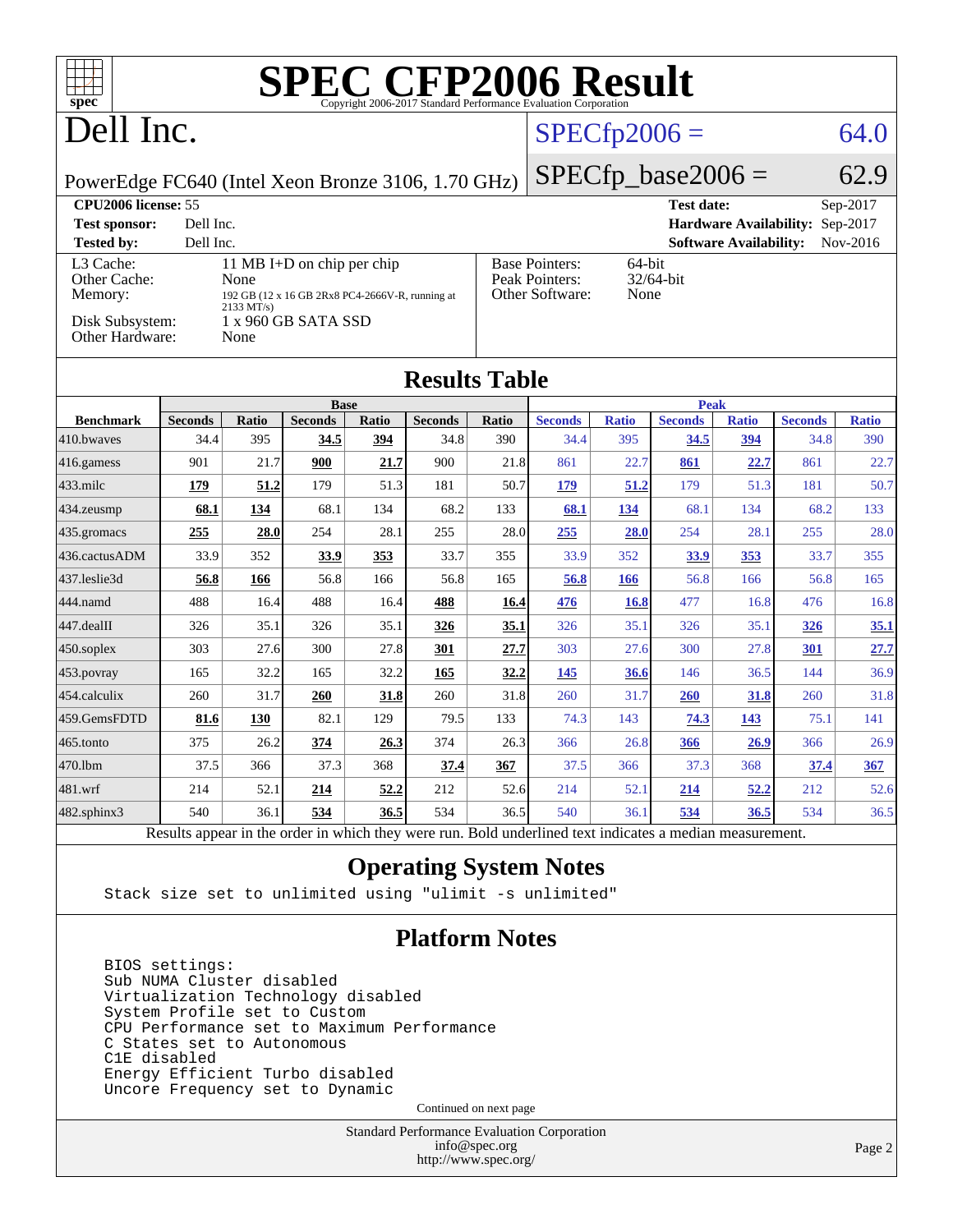# SPEC CFP2006 Result

Copyright 2006-2017 Standard Performance Evaluation Corporation

# Dell Inc.

PowerEdge FC640 (Intel Xeon Bronze 3106, 1.70 GHz)

SPECfp2006 = 64.0

SPECfp_base2006 = 62.9

| | | | |
|---|---|---|---|
| **CPU2006 license:** 55 | | **Test date:** | Sep-2017 |
| **Test sponsor:** | Dell Inc. | **Hardware Availability:** | Sep-2017 |
| **Tested by:** | Dell Inc. | **Software Availability:** | Nov-2016 |

| | | | |
|---|---|---|---|
| L3 Cache: | 11 MB I+D on chip per chip | Base Pointers: | 64-bit |
| Other Cache: | None | Peak Pointers: | 32/64-bit |
| Memory: | 192 GB (12 x 16 GB 2Rx8 PC4-2666V-R, running at 2133 MT/s) | Other Software: | None |
| Disk Subsystem: | 1 x 960 GB SATA SSD | | |
| Other Hardware: | None | | |

## Results Table

| Benchmark | Base | | | | | | Peak | | | | | |
|---|---|---|---|---|---|---|---|---|---|---|---|---|
| | Seconds | Ratio | Seconds | Ratio | Seconds | Ratio | Seconds | Ratio | Seconds | Ratio | Seconds | Ratio |
| 410.bwaves | 34.4 | 395 | **34.5** | **394** | 34.8 | 390 | 34.4 | 395 | **34.5** | **394** | 34.8 | 390 |
| 416.gamess | 901 | 21.7 | **900** | **21.7** | 900 | 21.8 | 861 | 22.7 | **861** | **22.7** | 861 | 22.7 |
| 433.milc | **179** | **51.2** | 179 | 51.3 | 181 | 50.7 | **179** | **51.2** | 179 | 51.3 | 181 | 50.7 |
| 434.zeusmp | **68.1** | **134** | 68.1 | 134 | 68.2 | 133 | **68.1** | **134** | 68.1 | 134 | 68.2 | 133 |
| 435.gromacs | **255** | **28.0** | 254 | 28.1 | 255 | 28.0 | **255** | **28.0** | 254 | 28.1 | 255 | 28.0 |
| 436.cactusADM | 33.9 | 352 | **33.9** | **353** | 33.7 | 355 | 33.9 | 352 | **33.9** | **353** | 33.7 | 355 |
| 437.leslie3d | **56.8** | **166** | 56.8 | 166 | 56.8 | 165 | **56.8** | **166** | 56.8 | 166 | 56.8 | 165 |
| 444.namd | 488 | 16.4 | 488 | 16.4 | **488** | **16.4** | **476** | **16.8** | 477 | 16.8 | 476 | 16.8 |
| 447.dealII | 326 | 35.1 | 326 | 35.1 | **326** | **35.1** | 326 | 35.1 | 326 | 35.1 | **326** | **35.1** |
| 450.soplex | 303 | 27.6 | 300 | 27.8 | **301** | **27.7** | 303 | 27.6 | 300 | 27.8 | **301** | **27.7** |
| 453.povray | 165 | 32.2 | 165 | 32.2 | **165** | **32.2** | **145** | **36.6** | 146 | 36.5 | 144 | 36.9 |
| 454.calculix | 260 | 31.7 | **260** | **31.8** | 260 | 31.8 | 260 | 31.7 | **260** | **31.8** | 260 | 31.8 |
| 459.GemsFDTD | **81.6** | **130** | 82.1 | 129 | 79.5 | 133 | 74.3 | 143 | **74.3** | **143** | 75.1 | 141 |
| 465.tonto | 375 | 26.2 | **374** | **26.3** | 374 | 26.3 | 366 | 26.8 | **366** | **26.9** | 366 | 26.9 |
| 470.lbm | 37.5 | 366 | 37.3 | 368 | **37.4** | **367** | 37.5 | 366 | 37.3 | 368 | **37.4** | **367** |
| 481.wrf | 214 | 52.1 | **214** | **52.2** | 212 | 52.6 | 214 | 52.1 | **214** | **52.2** | 212 | 52.6 |
| 482.sphinx3 | 540 | 36.1 | **534** | **36.5** | 534 | 36.5 | 540 | 36.1 | **534** | **36.5** | 534 | 36.5 |

Results appear in the order in which they were run. Bold underlined text indicates a median measurement.

## Operating System Notes

```
Stack size set to unlimited using "ulimit -s unlimited"
```

## Platform Notes

```
BIOS settings:
Sub NUMA Cluster disabled
Virtualization Technology disabled
System Profile set to Custom
CPU Performance set to Maximum Performance
C States set to Autonomous
C1E disabled
Energy Efficient Turbo disabled
Uncore Frequency set to Dynamic
```

Continued on next page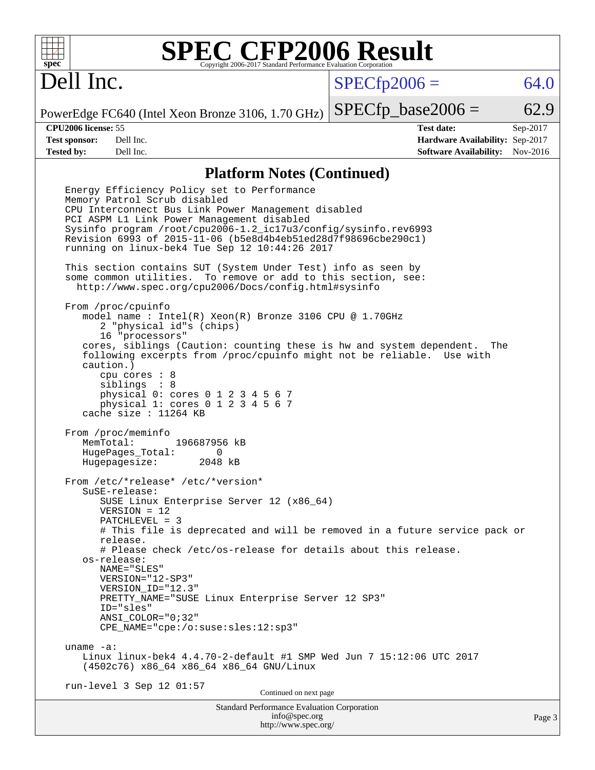# SPEC CFP2006 Result

Copyright 2006-2017 Standard Performance Evaluation Corporation

**Dell Inc.**

PowerEdge FC640 (Intel Xeon Bronze 3106, 1.70 GHz)

SPECfp2006 = 64.0

SPECfp_base2006 = 62.9

| | | | |
|---|---|---|---|
| **CPU2006 license:** | 55 | **Test date:** | Sep-2017 |
| **Test sponsor:** | Dell Inc. | **Hardware Availability:** | Sep-2017 |
| **Tested by:** | Dell Inc. | **Software Availability:** | Nov-2016 |

## Platform Notes (Continued)

```
Energy Efficiency Policy set to Performance
Memory Patrol Scrub disabled
CPU Interconnect Bus Link Power Management disabled
PCI ASPM L1 Link Power Management disabled
Sysinfo program /root/cpu2006-1.2_ic17u3/config/sysinfo.rev6993
Revision 6993 of 2015-11-06 (b5e8d4b4eb51ed28d7f98696cbe290c1)
running on linux-bek4 Tue Sep 12 10:44:26 2017

This section contains SUT (System Under Test) info as seen by
some common utilities.  To remove or add to this section, see:
  http://www.spec.org/cpu2006/Docs/config.html#sysinfo

From /proc/cpuinfo
   model name : Intel(R) Xeon(R) Bronze 3106 CPU @ 1.70GHz
      2 "physical id"s (chips)
      16 "processors"
   cores, siblings (Caution: counting these is hw and system dependent.  The
   following excerpts from /proc/cpuinfo might not be reliable.  Use with
   caution.)
      cpu cores : 8
      siblings  : 8
      physical 0: cores 0 1 2 3 4 5 6 7
      physical 1: cores 0 1 2 3 4 5 6 7
   cache size : 11264 KB

From /proc/meminfo
   MemTotal:       196687956 kB
   HugePages_Total:       0
   Hugepagesize:       2048 kB

From /etc/*release* /etc/*version*
   SuSE-release:
      SUSE Linux Enterprise Server 12 (x86_64)
      VERSION = 12
      PATCHLEVEL = 3
      # This file is deprecated and will be removed in a future service pack or
      release.
      # Please check /etc/os-release for details about this release.
   os-release:
      NAME="SLES"
      VERSION="12-SP3"
      VERSION_ID="12.3"
      PRETTY_NAME="SUSE Linux Enterprise Server 12 SP3"
      ID="sles"
      ANSI_COLOR="0;32"
      CPE_NAME="cpe:/o:suse:sles:12:sp3"

uname -a:
   Linux linux-bek4 4.4.70-2-default #1 SMP Wed Jun 7 15:12:06 UTC 2017
   (4502c76) x86_64 x86_64 x86_64 GNU/Linux

run-level 3 Sep 12 01:57
```

Continued on next page

Standard Performance Evaluation Corporation
info@spec.org
http://www.spec.org/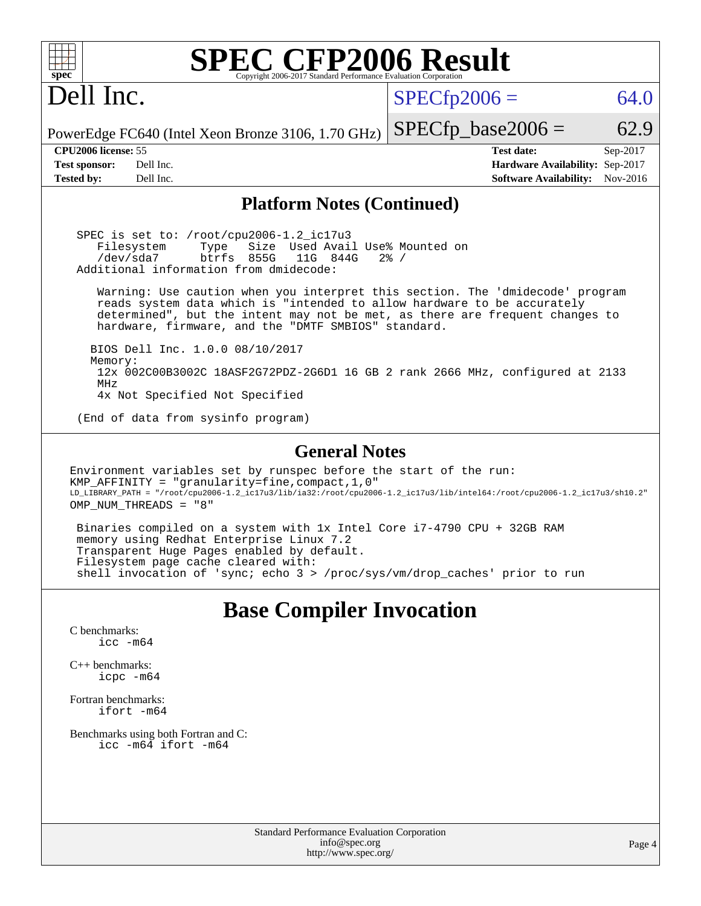# SPEC CFP2006 Result

Copyright 2006-2017 Standard Performance Evaluation Corporation

# Dell Inc.

PowerEdge FC640 (Intel Xeon Bronze 3106, 1.70 GHz)

SPECfp2006 = 64.0

SPECfp_base2006 = 62.9

| | | | |
|---|---|---|---|
| **CPU2006 license:** 55 | | **Test date:** | Sep-2017 |
| **Test sponsor:** | Dell Inc. | **Hardware Availability:** | Sep-2017 |
| **Tested by:** | Dell Inc. | **Software Availability:** | Nov-2016 |

## Platform Notes (Continued)

```
SPEC is set to: /root/cpu2006-1.2_ic17u3
   Filesystem     Type   Size  Used Avail Use% Mounted on
   /dev/sda7      btrfs  855G   11G  844G   2% /
Additional information from dmidecode:

   Warning: Use caution when you interpret this section. The 'dmidecode' program
   reads system data which is "intended to allow hardware to be accurately
   determined", but the intent may not be met, as there are frequent changes to
   hardware, firmware, and the "DMTF SMBIOS" standard.

  BIOS Dell Inc. 1.0.0 08/10/2017
  Memory:
   12x 002C00B3002C 18ASF2G72PDZ-2G6D1 16 GB 2 rank 2666 MHz, configured at 2133
   MHz
   4x Not Specified Not Specified

(End of data from sysinfo program)
```

## General Notes

```
Environment variables set by runspec before the start of the run:
KMP_AFFINITY = "granularity=fine,compact,1,0"
LD_LIBRARY_PATH = "/root/cpu2006-1.2_ic17u3/lib/ia32:/root/cpu2006-1.2_ic17u3/lib/intel64:/root/cpu2006-1.2_ic17u3/sh10.2"
OMP_NUM_THREADS = "8"

 Binaries compiled on a system with 1x Intel Core i7-4790 CPU + 32GB RAM
 memory using Redhat Enterprise Linux 7.2
 Transparent Huge Pages enabled by default.
 Filesystem page cache cleared with:
 shell invocation of 'sync; echo 3 > /proc/sys/vm/drop_caches' prior to run
```

# Base Compiler Invocation

C benchmarks:
    icc -m64

C++ benchmarks:
    icpc -m64

Fortran benchmarks:
    ifort -m64

Benchmarks using both Fortran and C:
    icc -m64 ifort -m64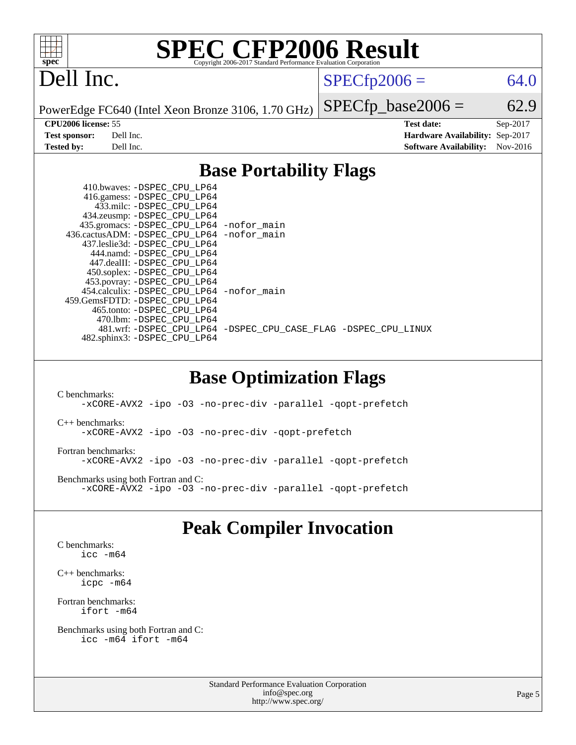# SPEC CFP2006 Result

Copyright 2006-2017 Standard Performance Evaluation Corporation

## Dell Inc.

PowerEdge FC640 (Intel Xeon Bronze 3106, 1.70 GHz)

SPECfp2006 = 64.0

SPECfp_base2006 = 62.9

| | | | |
|---|---|---|---|
| **CPU2006 license:** 55 | | **Test date:** | Sep-2017 |
| **Test sponsor:** | Dell Inc. | **Hardware Availability:** | Sep-2017 |
| **Tested by:** | Dell Inc. | **Software Availability:** | Nov-2016 |

## Base Portability Flags

410.bwaves: -DSPEC_CPU_LP64
416.gamess: -DSPEC_CPU_LP64
433.milc: -DSPEC_CPU_LP64
434.zeusmp: -DSPEC_CPU_LP64
435.gromacs: -DSPEC_CPU_LP64 -nofor_main
436.cactusADM: -DSPEC_CPU_LP64 -nofor_main
437.leslie3d: -DSPEC_CPU_LP64
444.namd: -DSPEC_CPU_LP64
447.dealII: -DSPEC_CPU_LP64
450.soplex: -DSPEC_CPU_LP64
453.povray: -DSPEC_CPU_LP64
454.calculix: -DSPEC_CPU_LP64 -nofor_main
459.GemsFDTD: -DSPEC_CPU_LP64
465.tonto: -DSPEC_CPU_LP64
470.lbm: -DSPEC_CPU_LP64
481.wrf: -DSPEC_CPU_LP64 -DSPEC_CPU_CASE_FLAG -DSPEC_CPU_LINUX
482.sphinx3: -DSPEC_CPU_LP64

## Base Optimization Flags

C benchmarks:
-xCORE-AVX2 -ipo -O3 -no-prec-div -parallel -qopt-prefetch

C++ benchmarks:
-xCORE-AVX2 -ipo -O3 -no-prec-div -qopt-prefetch

Fortran benchmarks:
-xCORE-AVX2 -ipo -O3 -no-prec-div -parallel -qopt-prefetch

Benchmarks using both Fortran and C:
-xCORE-AVX2 -ipo -O3 -no-prec-div -parallel -qopt-prefetch

## Peak Compiler Invocation

C benchmarks:
icc -m64

C++ benchmarks:
icpc -m64

Fortran benchmarks:
ifort -m64

Benchmarks using both Fortran and C:
icc -m64 ifort -m64

Standard Performance Evaluation Corporation
info@spec.org
http://www.spec.org/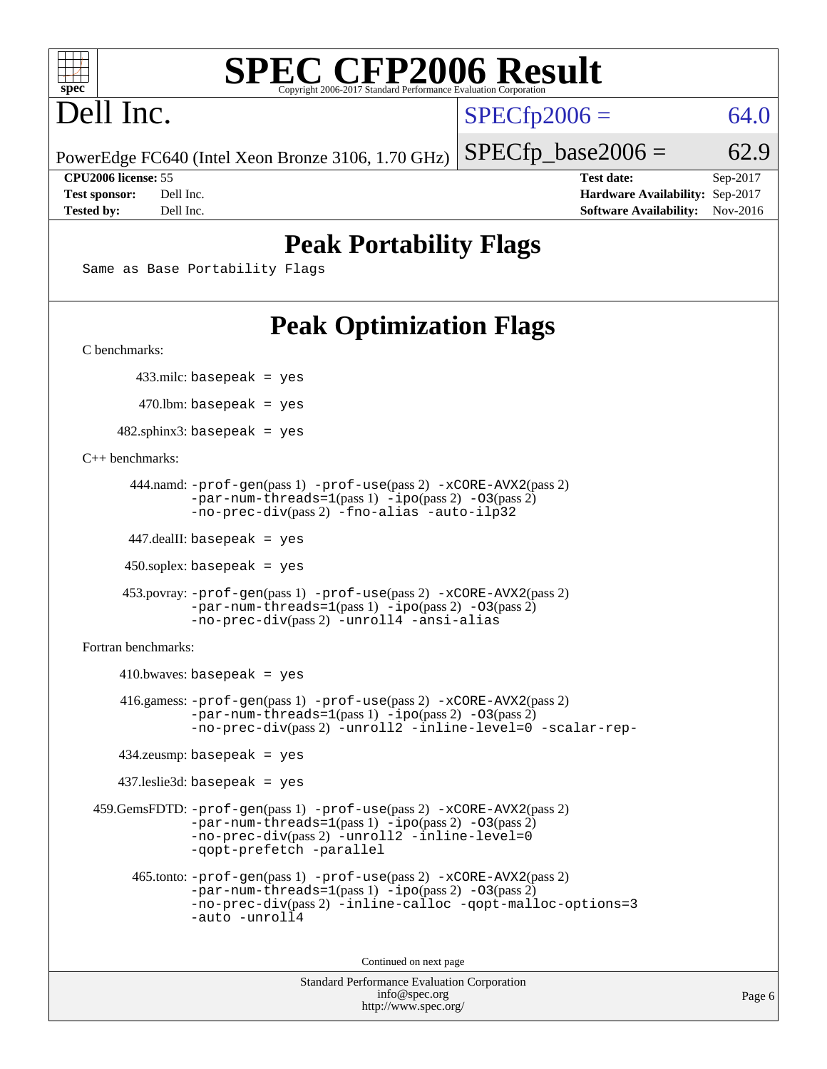# SPEC CFP2006 Result

Copyright 2006-2017 Standard Performance Evaluation Corporation

## Dell Inc.

PowerEdge FC640 (Intel Xeon Bronze 3106, 1.70 GHz)

SPECfp2006 = 64.0

SPECfp_base2006 = 62.9

| | | | |
|---|---|---|---|
| **CPU2006 license:** 55 | | **Test date:** | Sep-2017 |
| **Test sponsor:** | Dell Inc. | **Hardware Availability:** | Sep-2017 |
| **Tested by:** | Dell Inc. | **Software Availability:** | Nov-2016 |

## Peak Portability Flags

Same as Base Portability Flags

## Peak Optimization Flags

C benchmarks:

433.milc: basepeak = yes

470.lbm: basepeak = yes

482.sphinx3: basepeak = yes

C++ benchmarks:

444.namd: -prof-gen(pass 1) -prof-use(pass 2) -xCORE-AVX2(pass 2) -par-num-threads=1(pass 1) -ipo(pass 2) -O3(pass 2) -no-prec-div(pass 2) -fno-alias -auto-ilp32

447.dealII: basepeak = yes

450.soplex: basepeak = yes

453.povray: -prof-gen(pass 1) -prof-use(pass 2) -xCORE-AVX2(pass 2) -par-num-threads=1(pass 1) -ipo(pass 2) -O3(pass 2) -no-prec-div(pass 2) -unroll4 -ansi-alias

Fortran benchmarks:

410.bwaves: basepeak = yes

416.gamess: -prof-gen(pass 1) -prof-use(pass 2) -xCORE-AVX2(pass 2) -par-num-threads=1(pass 1) -ipo(pass 2) -O3(pass 2) -no-prec-div(pass 2) -unroll2 -inline-level=0 -scalar-rep-

434.zeusmp: basepeak = yes

437.leslie3d: basepeak = yes

459.GemsFDTD: -prof-gen(pass 1) -prof-use(pass 2) -xCORE-AVX2(pass 2) -par-num-threads=1(pass 1) -ipo(pass 2) -O3(pass 2) -no-prec-div(pass 2) -unroll2 -inline-level=0 -qopt-prefetch -parallel

465.tonto: -prof-gen(pass 1) -prof-use(pass 2) -xCORE-AVX2(pass 2) -par-num-threads=1(pass 1) -ipo(pass 2) -O3(pass 2) -no-prec-div(pass 2) -inline-calloc -qopt-malloc-options=3 -auto -unroll4

Continued on next page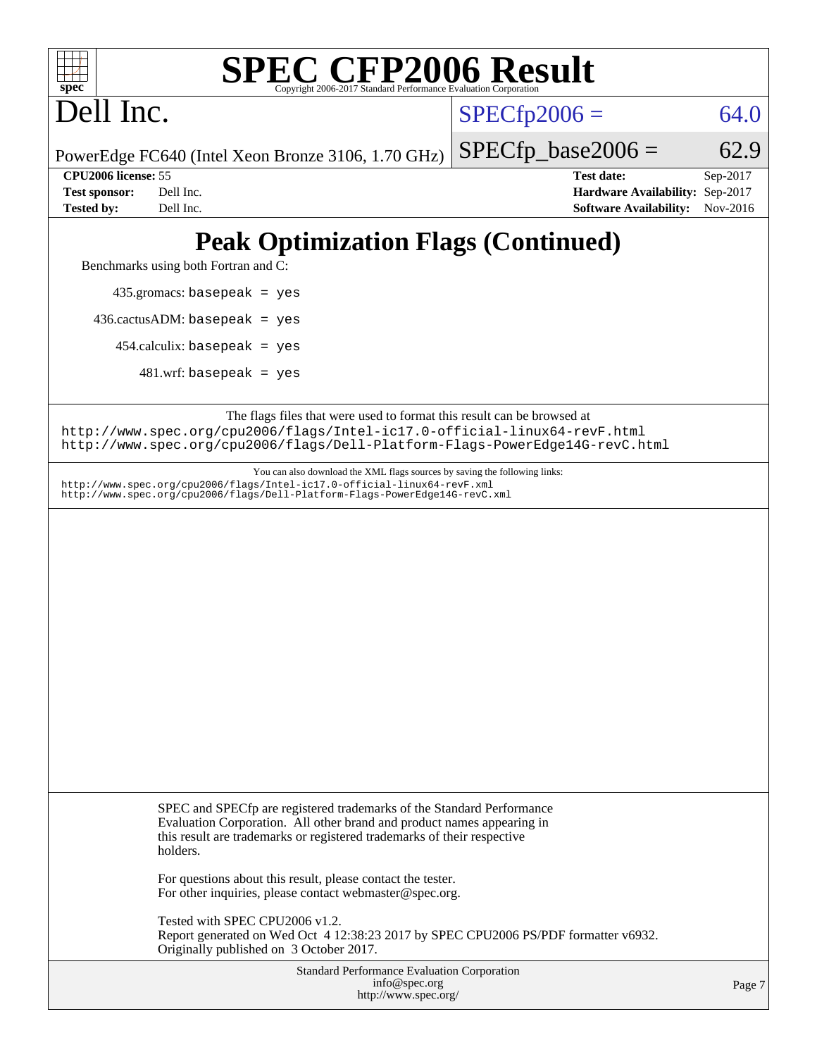# Peak Optimization Flags (Continued)

Benchmarks using both Fortran and C:

435.gromacs: `basepeak = yes`

436.cactusADM: `basepeak = yes`

454.calculix: `basepeak = yes`

481.wrf: `basepeak = yes`

The flags files that were used to format this result can be browsed at
http://www.spec.org/cpu2006/flags/Intel-ic17.0-official-linux64-revF.html
http://www.spec.org/cpu2006/flags/Dell-Platform-Flags-PowerEdge14G-revC.html

You can also download the XML flags sources by saving the following links:
http://www.spec.org/cpu2006/flags/Intel-ic17.0-official-linux64-revF.xml
http://www.spec.org/cpu2006/flags/Dell-Platform-Flags-PowerEdge14G-revC.xml

SPEC and SPECfp are registered trademarks of the Standard Performance Evaluation Corporation. All other brand and product names appearing in this result are trademarks or registered trademarks of their respective holders.

For questions about this result, please contact the tester.
For other inquiries, please contact webmaster@spec.org.

Tested with SPEC CPU2006 v1.2.
Report generated on Wed Oct 4 12:38:23 2017 by SPEC CPU2006 PS/PDF formatter v6932.
Originally published on 3 October 2017.